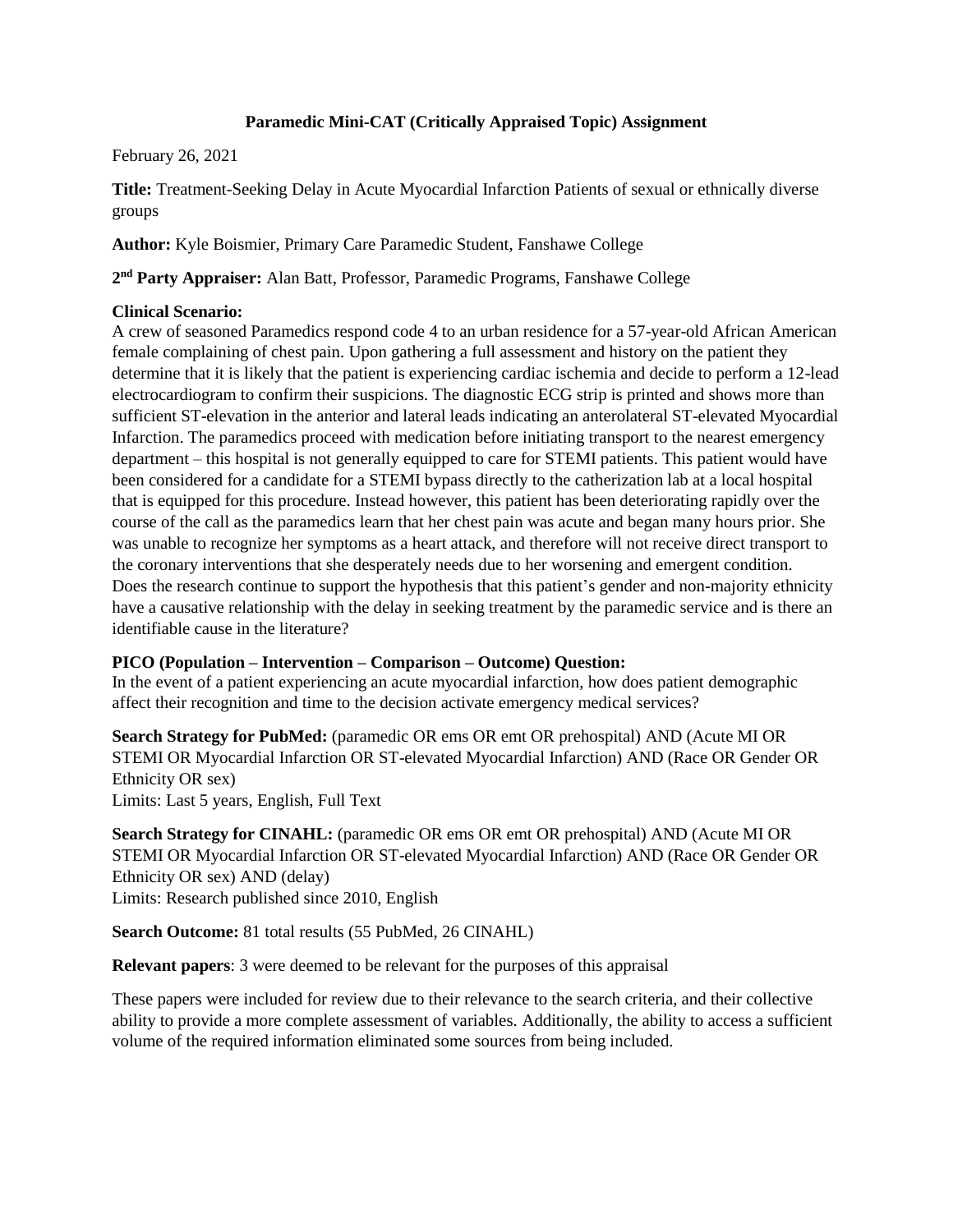**Paramedic Mini-CAT (Critically Appraised Topic) Assignment**

February 26, 2021

**Title:** Treatment-Seeking Delay in Acute Myocardial Infarction Patients of sexual or ethnically diverse groups

**Author:** Kyle Boismier, Primary Care Paramedic Student, Fanshawe College

**2nd Party Appraiser:** Alan Batt, Professor, Paramedic Programs, Fanshawe College

**Clinical Scenario:**
A crew of seasoned Paramedics respond code 4 to an urban residence for a 57-year-old African American female complaining of chest pain. Upon gathering a full assessment and history on the patient they determine that it is likely that the patient is experiencing cardiac ischemia and decide to perform a 12-lead electrocardiogram to confirm their suspicions. The diagnostic ECG strip is printed and shows more than sufficient ST-elevation in the anterior and lateral leads indicating an anterolateral ST-elevated Myocardial Infarction. The paramedics proceed with medication before initiating transport to the nearest emergency department – this hospital is not generally equipped to care for STEMI patients. This patient would have been considered for a candidate for a STEMI bypass directly to the catherization lab at a local hospital that is equipped for this procedure. Instead however, this patient has been deteriorating rapidly over the course of the call as the paramedics learn that her chest pain was acute and began many hours prior. She was unable to recognize her symptoms as a heart attack, and therefore will not receive direct transport to the coronary interventions that she desperately needs due to her worsening and emergent condition. Does the research continue to support the hypothesis that this patient's gender and non-majority ethnicity have a causative relationship with the delay in seeking treatment by the paramedic service and is there an identifiable cause in the literature?

**PICO (Population – Intervention – Comparison – Outcome) Question:**
In the event of a patient experiencing an acute myocardial infarction, how does patient demographic affect their recognition and time to the decision activate emergency medical services?

**Search Strategy for PubMed:** (paramedic OR ems OR emt OR prehospital) AND (Acute MI OR STEMI OR Myocardial Infarction OR ST-elevated Myocardial Infarction) AND (Race OR Gender OR Ethnicity OR sex)
Limits: Last 5 years, English, Full Text

**Search Strategy for CINAHL:** (paramedic OR ems OR emt OR prehospital) AND (Acute MI OR STEMI OR Myocardial Infarction OR ST-elevated Myocardial Infarction) AND (Race OR Gender OR Ethnicity OR sex) AND (delay)
Limits: Research published since 2010, English

**Search Outcome:** 81 total results (55 PubMed, 26 CINAHL)

**Relevant papers**: 3 were deemed to be relevant for the purposes of this appraisal

These papers were included for review due to their relevance to the search criteria, and their collective ability to provide a more complete assessment of variables. Additionally, the ability to access a sufficient volume of the required information eliminated some sources from being included.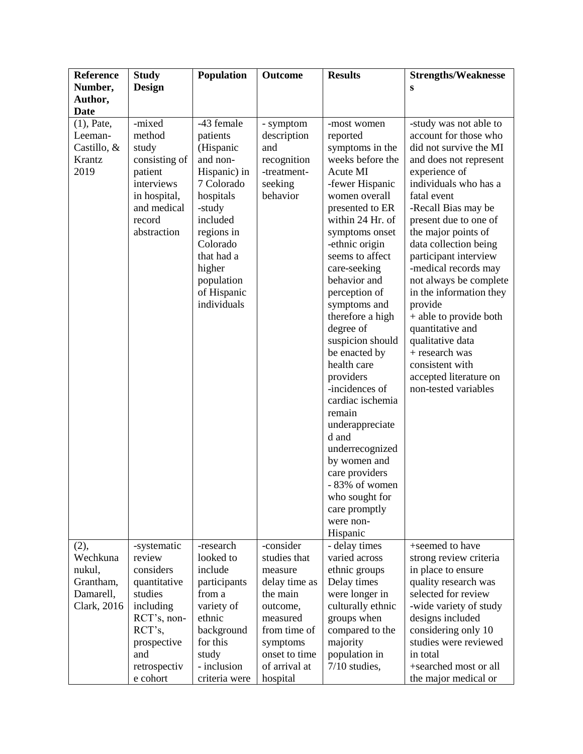| Reference Number, Author, Date | Study Design | Population | Outcome | Results | Strengths/Weaknesses |
|---|---|---|---|---|---|
| (1), Pate, Leeman-Castillo, & Krantz 2019 | -mixed method study consisting of patient interviews in hospital, and medical record abstraction | -43 female patients (Hispanic and non-Hispanic) in 7 Colorado hospitals -study included regions in Colorado that had a higher population of Hispanic individuals | - symptom description and recognition -treatment-seeking behavior | -most women reported symptoms in the weeks before the Acute MI -fewer Hispanic women overall presented to ER within 24 Hr. of symptoms onset -ethnic origin seems to affect care-seeking behavior and perception of symptoms and therefore a high degree of suspicion should be enacted by health care providers -incidences of cardiac ischemia remain underappreciated and underrecognized by women and care providers - 83% of women who sought for care promptly were non-Hispanic | -study was not able to account for those who did not survive the MI and does not represent experience of individuals who has a fatal event -Recall Bias may be present due to one of the major points of data collection being participant interview -medical records may not always be complete in the information they provide + able to provide both quantitative and qualitative data + research was consistent with accepted literature on non-tested variables |
| (2), Wechkunanukul, Grantham, Damarell, Clark, 2016 | -systematic review considers quantitative studies including RCT's, non-RCT's, prospective and retrospective cohort | -research looked to include participants from a variety of ethnic background for this study - inclusion criteria were | -consider studies that measure delay time as the main outcome, measured from time of symptoms onset to time of arrival at hospital | - delay times varied across ethnic groups Delay times were longer in culturally ethnic groups when compared to the majority population in 7/10 studies, | +seemed to have strong review criteria in place to ensure quality research was selected for review -wide variety of study designs included considering only 10 studies were reviewed in total +searched most or all the major medical or |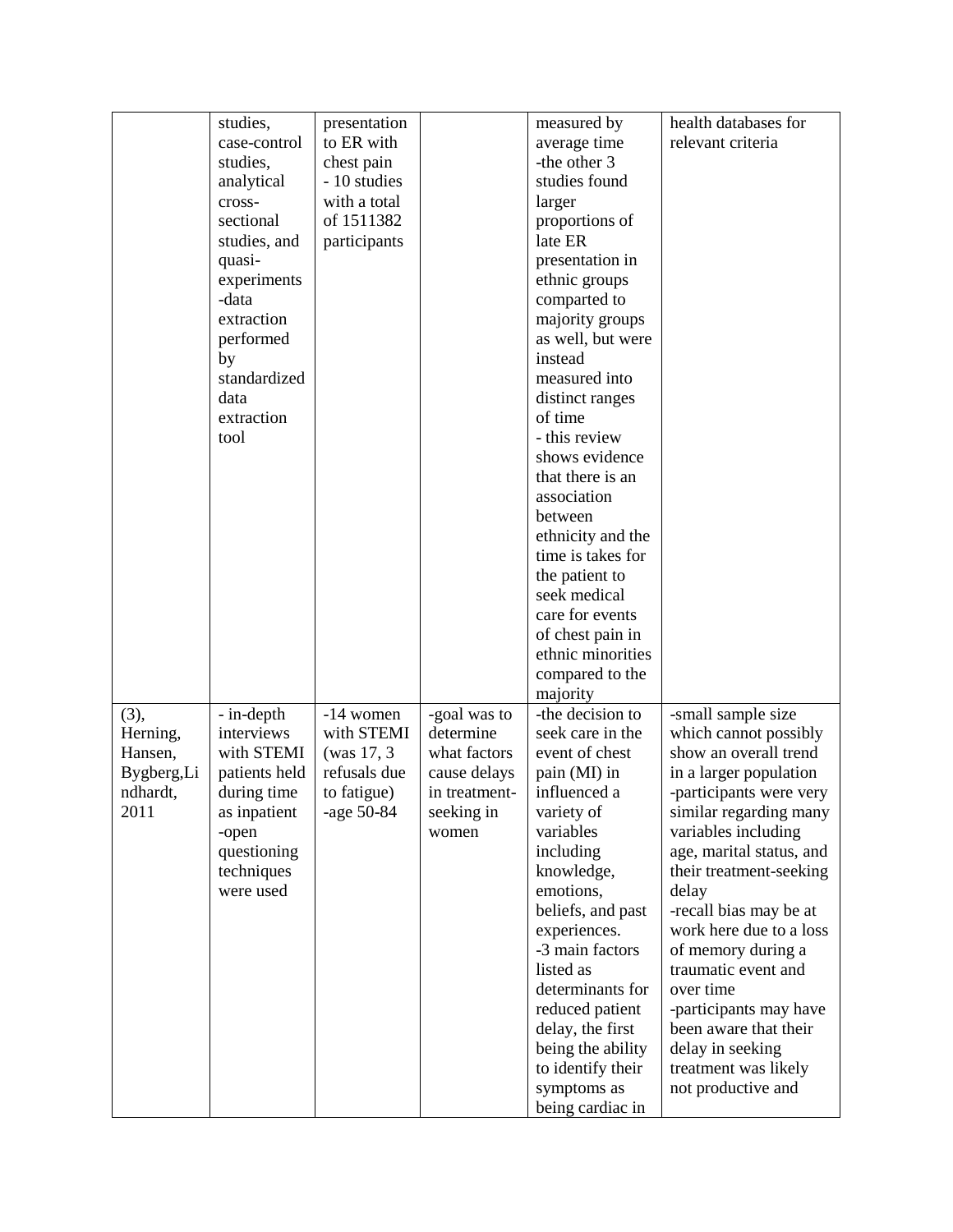| | | | | | |
|---|---|---|---|---|---|
| | studies, case-control studies, analytical cross-sectional studies, and quasi-experiments -data extraction performed by standardized data extraction tool | presentation to ER with chest pain - 10 studies with a total of 1511382 participants | | measured by average time -the other 3 studies found larger proportions of late ER presentation in ethnic groups comparted to majority groups as well, but were instead measured into distinct ranges of time - this review shows evidence that there is an association between ethnicity and the time is takes for the patient to seek medical care for events of chest pain in ethnic minorities compared to the majority | health databases for relevant criteria |
| (3), Herning, Hansen, Bygberg,Lindhardt, 2011 | - in-depth interviews with STEMI patients held during time as inpatient -open questioning techniques were used | -14 women with STEMI (was 17, 3 refusals due to fatigue) -age 50-84 | -goal was to determine what factors cause delays in treatment-seeking in women | -the decision to seek care in the event of chest pain (MI) in influenced a variety of variables including knowledge, emotions, beliefs, and past experiences. -3 main factors listed as determinants for reduced patient delay, the first being the ability to identify their symptoms as being cardiac in | -small sample size which cannot possibly show an overall trend in a larger population -participants were very similar regarding many variables including age, marital status, and their treatment-seeking delay -recall bias may be at work here due to a loss of memory during a traumatic event and over time -participants may have been aware that their delay in seeking treatment was likely not productive and |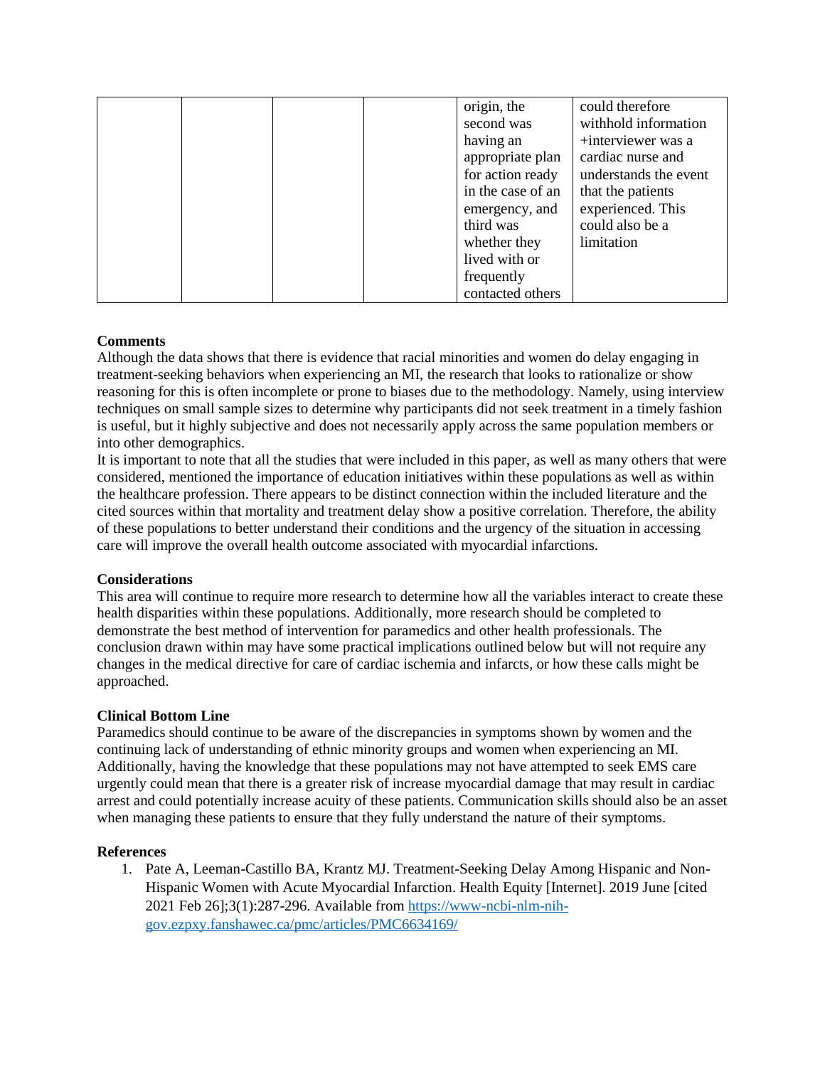| | | | | origin, the second was having an appropriate plan for action ready in the case of an emergency, and third was whether they lived with or frequently contacted others | could therefore withhold information +interviewer was a cardiac nurse and understands the event that the patients experienced. This could also be a limitation |
|---|---|---|---|---|---|

**Comments**

Although the data shows that there is evidence that racial minorities and women do delay engaging in treatment-seeking behaviors when experiencing an MI, the research that looks to rationalize or show reasoning for this is often incomplete or prone to biases due to the methodology. Namely, using interview techniques on small sample sizes to determine why participants did not seek treatment in a timely fashion is useful, but it highly subjective and does not necessarily apply across the same population members or into other demographics.

It is important to note that all the studies that were included in this paper, as well as many others that were considered, mentioned the importance of education initiatives within these populations as well as within the healthcare profession. There appears to be distinct connection within the included literature and the cited sources within that mortality and treatment delay show a positive correlation. Therefore, the ability of these populations to better understand their conditions and the urgency of the situation in accessing care will improve the overall health outcome associated with myocardial infarctions.

**Considerations**

This area will continue to require more research to determine how all the variables interact to create these health disparities within these populations. Additionally, more research should be completed to demonstrate the best method of intervention for paramedics and other health professionals. The conclusion drawn within may have some practical implications outlined below but will not require any changes in the medical directive for care of cardiac ischemia and infarcts, or how these calls might be approached.

**Clinical Bottom Line**

Paramedics should continue to be aware of the discrepancies in symptoms shown by women and the continuing lack of understanding of ethnic minority groups and women when experiencing an MI. Additionally, having the knowledge that these populations may not have attempted to seek EMS care urgently could mean that there is a greater risk of increase myocardial damage that may result in cardiac arrest and could potentially increase acuity of these patients. Communication skills should also be an asset when managing these patients to ensure that they fully understand the nature of their symptoms.

**References**

1. Pate A, Leeman-Castillo BA, Krantz MJ. Treatment-Seeking Delay Among Hispanic and Non-Hispanic Women with Acute Myocardial Infarction. Health Equity [Internet]. 2019 June [cited 2021 Feb 26];3(1):287-296. Available from https://www-ncbi-nlm-nih-gov.ezpxy.fanshawec.ca/pmc/articles/PMC6634169/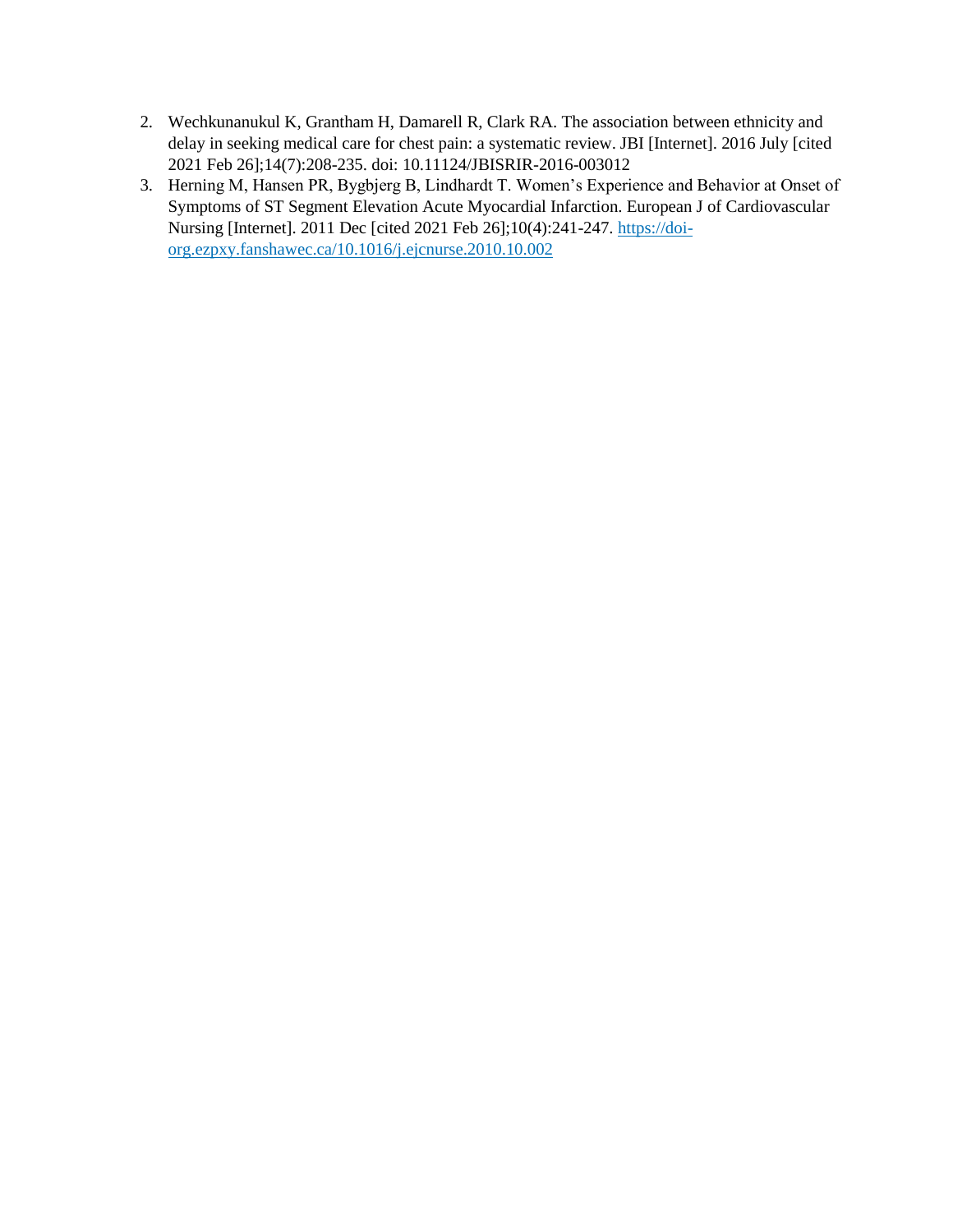2. Wechkunanukul K, Grantham H, Damarell R, Clark RA. The association between ethnicity and delay in seeking medical care for chest pain: a systematic review. JBI [Internet]. 2016 July [cited 2021 Feb 26];14(7):208-235. doi: 10.11124/JBISRIR-2016-003012
3. Herning M, Hansen PR, Bygbjerg B, Lindhardt T. Women's Experience and Behavior at Onset of Symptoms of ST Segment Elevation Acute Myocardial Infarction. European J of Cardiovascular Nursing [Internet]. 2011 Dec [cited 2021 Feb 26];10(4):241-247. [https://doi-org.ezpxy.fanshawec.ca/10.1016/j.ejcnurse.2010.10.002](https://doi-org.ezpxy.fanshawec.ca/10.1016/j.ejcnurse.2010.10.002)